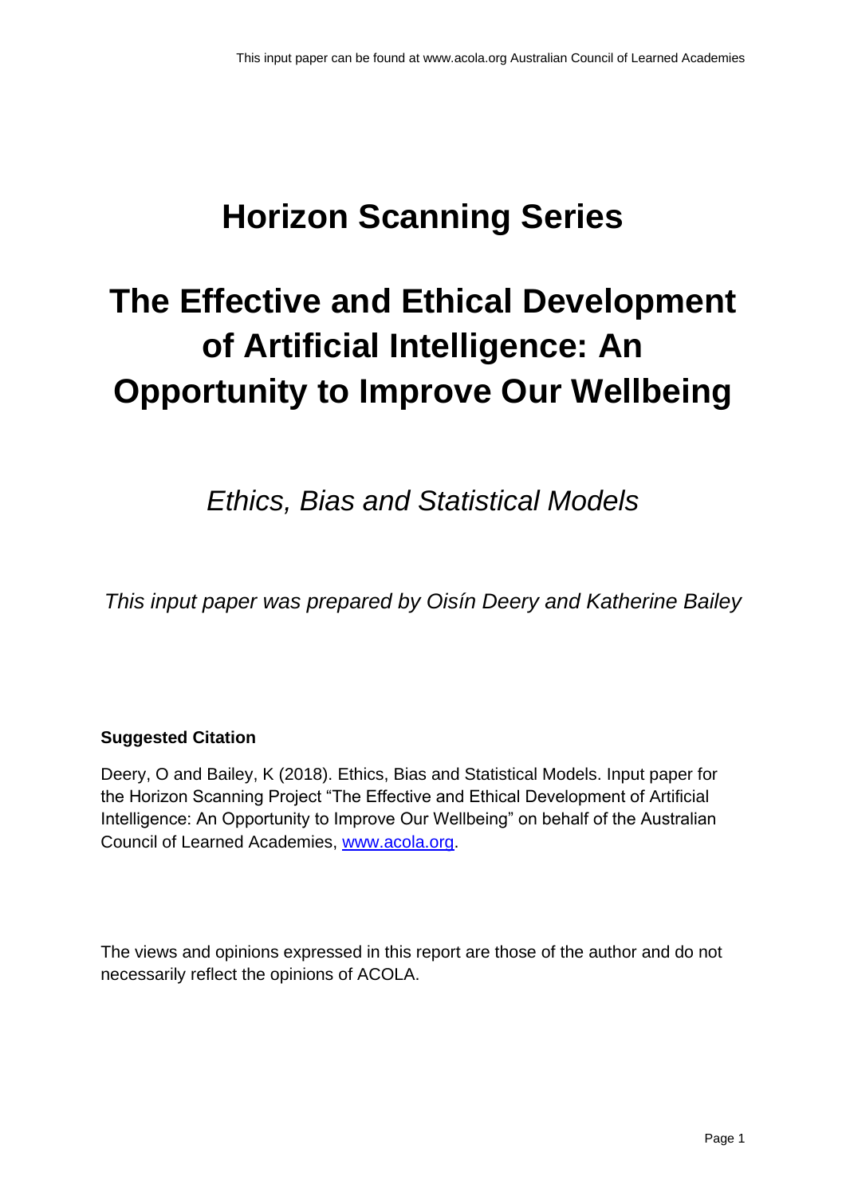# Horizon Scanning Series

# The Effective and Ethical Development of Artificial Intelligence: An Opportunity to Improve Our Wellbeing

## *Ethics, Bias and Statistical Models*

*This input paper was prepared by Oisín Deery and Katherine Bailey*

**Suggested Citation**

Deery, O and Bailey, K (2018). Ethics, Bias and Statistical Models. Input paper for the Horizon Scanning Project "The Effective and Ethical Development of Artificial Intelligence: An Opportunity to Improve Our Wellbeing" on behalf of the Australian Council of Learned Academies, [www.acola.org](http://www.acola.org).

The views and opinions expressed in this report are those of the author and do not necessarily reflect the opinions of ACOLA.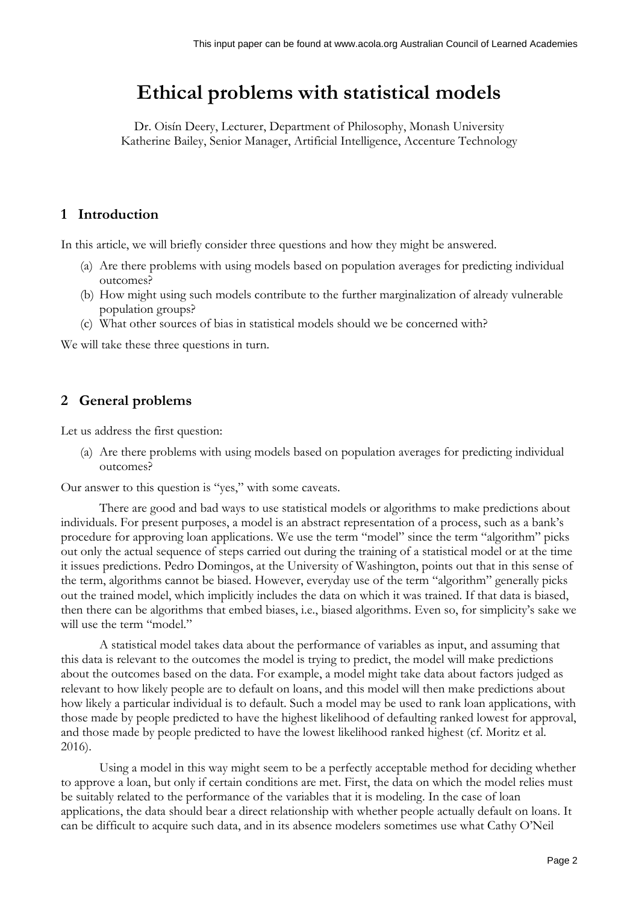# Ethical problems with statistical models

Dr. Oisín Deery, Lecturer, Department of Philosophy, Monash University
Katherine Bailey, Senior Manager, Artificial Intelligence, Accenture Technology

## 1 Introduction

In this article, we will briefly consider three questions and how they might be answered.

(a) Are there problems with using models based on population averages for predicting individual outcomes?

(b) How might using such models contribute to the further marginalization of already vulnerable population groups?

(c) What other sources of bias in statistical models should we be concerned with?

We will take these three questions in turn.

## 2 General problems

Let us address the first question:

(a) Are there problems with using models based on population averages for predicting individual outcomes?

Our answer to this question is "yes," with some caveats.

There are good and bad ways to use statistical models or algorithms to make predictions about individuals. For present purposes, a model is an abstract representation of a process, such as a bank's procedure for approving loan applications. We use the term "model" since the term "algorithm" picks out only the actual sequence of steps carried out during the training of a statistical model or at the time it issues predictions. Pedro Domingos, at the University of Washington, points out that in this sense of the term, algorithms cannot be biased. However, everyday use of the term "algorithm" generally picks out the trained model, which implicitly includes the data on which it was trained. If that data is biased, then there can be algorithms that embed biases, i.e., biased algorithms. Even so, for simplicity's sake we will use the term "model."

A statistical model takes data about the performance of variables as input, and assuming that this data is relevant to the outcomes the model is trying to predict, the model will make predictions about the outcomes based on the data. For example, a model might take data about factors judged as relevant to how likely people are to default on loans, and this model will then make predictions about how likely a particular individual is to default. Such a model may be used to rank loan applications, with those made by people predicted to have the highest likelihood of defaulting ranked lowest for approval, and those made by people predicted to have the lowest likelihood ranked highest (cf. Moritz et al. 2016).

Using a model in this way might seem to be a perfectly acceptable method for deciding whether to approve a loan, but only if certain conditions are met. First, the data on which the model relies must be suitably related to the performance of the variables that it is modeling. In the case of loan applications, the data should bear a direct relationship with whether people actually default on loans. It can be difficult to acquire such data, and in its absence modelers sometimes use what Cathy O'Neil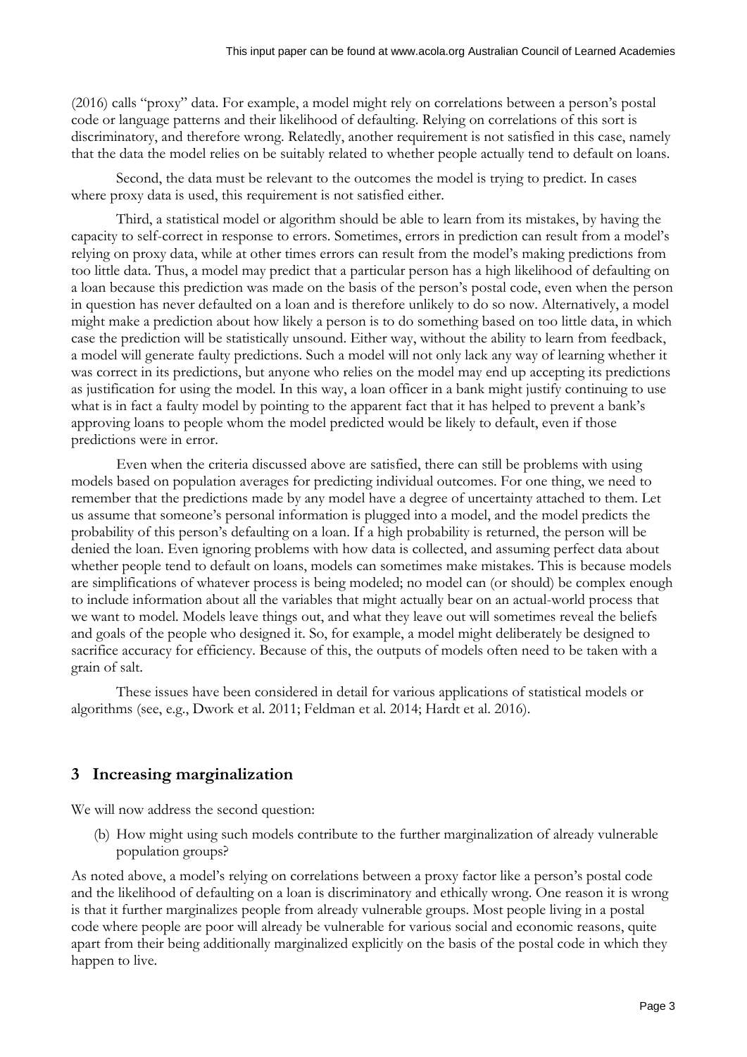(2016) calls "proxy" data. For example, a model might rely on correlations between a person's postal code or language patterns and their likelihood of defaulting. Relying on correlations of this sort is discriminatory, and therefore wrong. Relatedly, another requirement is not satisfied in this case, namely that the data the model relies on be suitably related to whether people actually tend to default on loans.

Second, the data must be relevant to the outcomes the model is trying to predict. In cases where proxy data is used, this requirement is not satisfied either.

Third, a statistical model or algorithm should be able to learn from its mistakes, by having the capacity to self-correct in response to errors. Sometimes, errors in prediction can result from a model's relying on proxy data, while at other times errors can result from the model's making predictions from too little data. Thus, a model may predict that a particular person has a high likelihood of defaulting on a loan because this prediction was made on the basis of the person's postal code, even when the person in question has never defaulted on a loan and is therefore unlikely to do so now. Alternatively, a model might make a prediction about how likely a person is to do something based on too little data, in which case the prediction will be statistically unsound. Either way, without the ability to learn from feedback, a model will generate faulty predictions. Such a model will not only lack any way of learning whether it was correct in its predictions, but anyone who relies on the model may end up accepting its predictions as justification for using the model. In this way, a loan officer in a bank might justify continuing to use what is in fact a faulty model by pointing to the apparent fact that it has helped to prevent a bank's approving loans to people whom the model predicted would be likely to default, even if those predictions were in error.

Even when the criteria discussed above are satisfied, there can still be problems with using models based on population averages for predicting individual outcomes. For one thing, we need to remember that the predictions made by any model have a degree of uncertainty attached to them. Let us assume that someone's personal information is plugged into a model, and the model predicts the probability of this person's defaulting on a loan. If a high probability is returned, the person will be denied the loan. Even ignoring problems with how data is collected, and assuming perfect data about whether people tend to default on loans, models can sometimes make mistakes. This is because models are simplifications of whatever process is being modeled; no model can (or should) be complex enough to include information about all the variables that might actually bear on an actual-world process that we want to model. Models leave things out, and what they leave out will sometimes reveal the beliefs and goals of the people who designed it. So, for example, a model might deliberately be designed to sacrifice accuracy for efficiency. Because of this, the outputs of models often need to be taken with a grain of salt.

These issues have been considered in detail for various applications of statistical models or algorithms (see, e.g., Dwork et al. 2011; Feldman et al. 2014; Hardt et al. 2016).

## 3 Increasing marginalization

We will now address the second question:

(b) How might using such models contribute to the further marginalization of already vulnerable population groups?

As noted above, a model's relying on correlations between a proxy factor like a person's postal code and the likelihood of defaulting on a loan is discriminatory and ethically wrong. One reason it is wrong is that it further marginalizes people from already vulnerable groups. Most people living in a postal code where people are poor will already be vulnerable for various social and economic reasons, quite apart from their being additionally marginalized explicitly on the basis of the postal code in which they happen to live.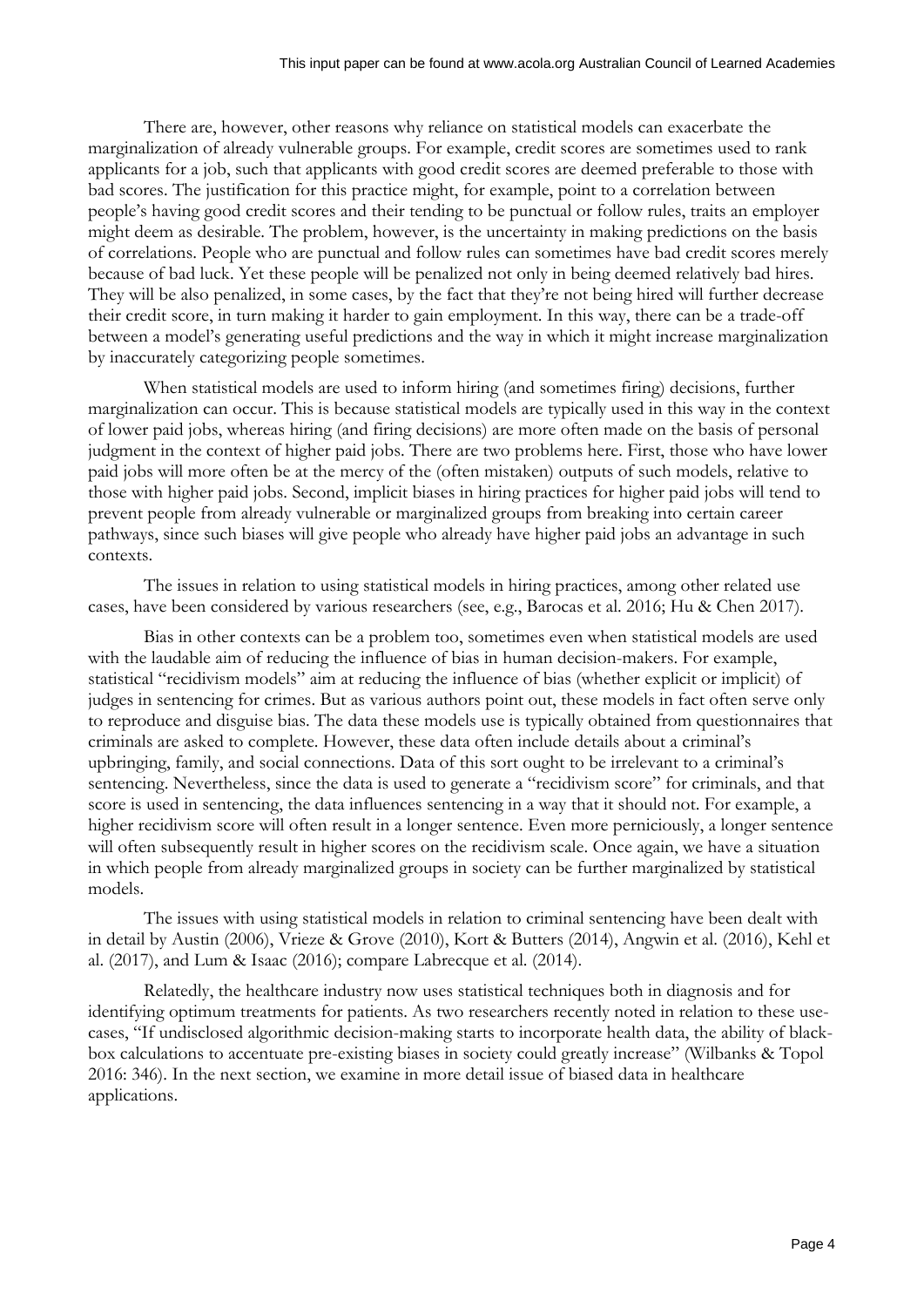There are, however, other reasons why reliance on statistical models can exacerbate the marginalization of already vulnerable groups. For example, credit scores are sometimes used to rank applicants for a job, such that applicants with good credit scores are deemed preferable to those with bad scores. The justification for this practice might, for example, point to a correlation between people's having good credit scores and their tending to be punctual or follow rules, traits an employer might deem as desirable. The problem, however, is the uncertainty in making predictions on the basis of correlations. People who are punctual and follow rules can sometimes have bad credit scores merely because of bad luck. Yet these people will be penalized not only in being deemed relatively bad hires. They will be also penalized, in some cases, by the fact that they're not being hired will further decrease their credit score, in turn making it harder to gain employment. In this way, there can be a trade-off between a model's generating useful predictions and the way in which it might increase marginalization by inaccurately categorizing people sometimes.

When statistical models are used to inform hiring (and sometimes firing) decisions, further marginalization can occur. This is because statistical models are typically used in this way in the context of lower paid jobs, whereas hiring (and firing decisions) are more often made on the basis of personal judgment in the context of higher paid jobs. There are two problems here. First, those who have lower paid jobs will more often be at the mercy of the (often mistaken) outputs of such models, relative to those with higher paid jobs. Second, implicit biases in hiring practices for higher paid jobs will tend to prevent people from already vulnerable or marginalized groups from breaking into certain career pathways, since such biases will give people who already have higher paid jobs an advantage in such contexts.

The issues in relation to using statistical models in hiring practices, among other related use cases, have been considered by various researchers (see, e.g., Barocas et al. 2016; Hu & Chen 2017).

Bias in other contexts can be a problem too, sometimes even when statistical models are used with the laudable aim of reducing the influence of bias in human decision-makers. For example, statistical "recidivism models" aim at reducing the influence of bias (whether explicit or implicit) of judges in sentencing for crimes. But as various authors point out, these models in fact often serve only to reproduce and disguise bias. The data these models use is typically obtained from questionnaires that criminals are asked to complete. However, these data often include details about a criminal's upbringing, family, and social connections. Data of this sort ought to be irrelevant to a criminal's sentencing. Nevertheless, since the data is used to generate a "recidivism score" for criminals, and that score is used in sentencing, the data influences sentencing in a way that it should not. For example, a higher recidivism score will often result in a longer sentence. Even more perniciously, a longer sentence will often subsequently result in higher scores on the recidivism scale. Once again, we have a situation in which people from already marginalized groups in society can be further marginalized by statistical models.

The issues with using statistical models in relation to criminal sentencing have been dealt with in detail by Austin (2006), Vrieze & Grove (2010), Kort & Butters (2014), Angwin et al. (2016), Kehl et al. (2017), and Lum & Isaac (2016); compare Labrecque et al. (2014).

Relatedly, the healthcare industry now uses statistical techniques both in diagnosis and for identifying optimum treatments for patients. As two researchers recently noted in relation to these use-cases, "If undisclosed algorithmic decision-making starts to incorporate health data, the ability of black-box calculations to accentuate pre-existing biases in society could greatly increase" (Wilbanks & Topol 2016: 346). In the next section, we examine in more detail issue of biased data in healthcare applications.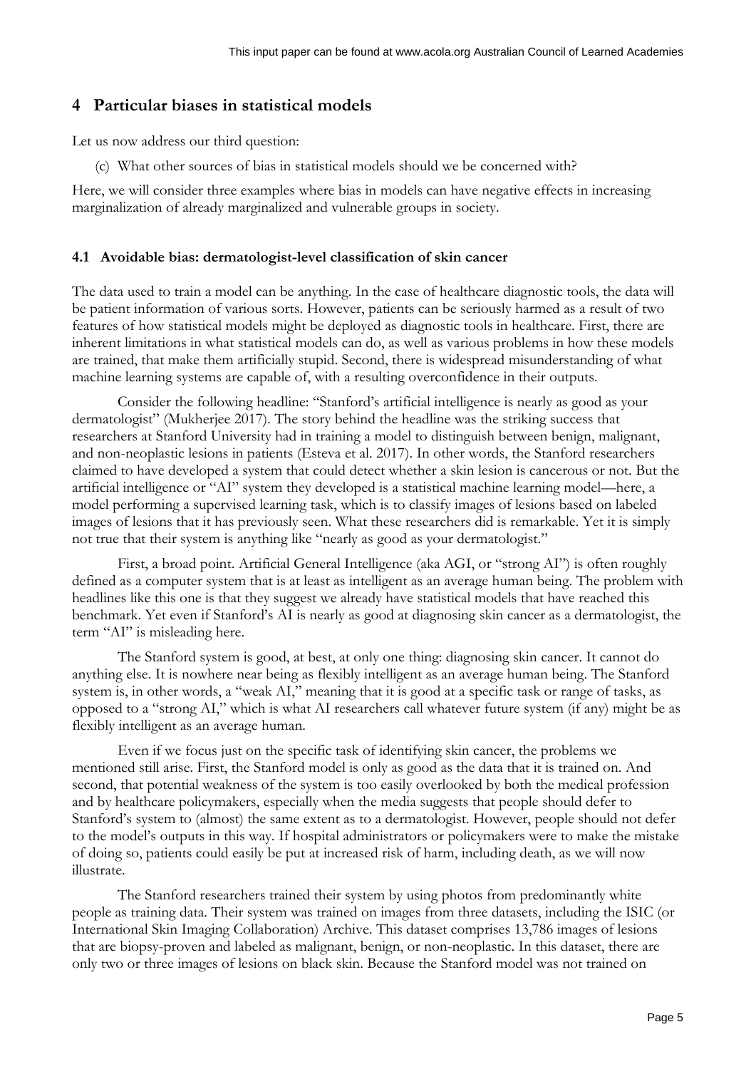## 4 Particular biases in statistical models

Let us now address our third question:

(c) What other sources of bias in statistical models should we be concerned with?

Here, we will consider three examples where bias in models can have negative effects in increasing marginalization of already marginalized and vulnerable groups in society.

### 4.1 Avoidable bias: dermatologist-level classification of skin cancer

The data used to train a model can be anything. In the case of healthcare diagnostic tools, the data will be patient information of various sorts. However, patients can be seriously harmed as a result of two features of how statistical models might be deployed as diagnostic tools in healthcare. First, there are inherent limitations in what statistical models can do, as well as various problems in how these models are trained, that make them artificially stupid. Second, there is widespread misunderstanding of what machine learning systems are capable of, with a resulting overconfidence in their outputs.

Consider the following headline: "Stanford's artificial intelligence is nearly as good as your dermatologist" (Mukherjee 2017). The story behind the headline was the striking success that researchers at Stanford University had in training a model to distinguish between benign, malignant, and non-neoplastic lesions in patients (Esteva et al. 2017). In other words, the Stanford researchers claimed to have developed a system that could detect whether a skin lesion is cancerous or not. But the artificial intelligence or "AI" system they developed is a statistical machine learning model—here, a model performing a supervised learning task, which is to classify images of lesions based on labeled images of lesions that it has previously seen. What these researchers did is remarkable. Yet it is simply not true that their system is anything like "nearly as good as your dermatologist."

First, a broad point. Artificial General Intelligence (aka AGI, or "strong AI") is often roughly defined as a computer system that is at least as intelligent as an average human being. The problem with headlines like this one is that they suggest we already have statistical models that have reached this benchmark. Yet even if Stanford's AI is nearly as good at diagnosing skin cancer as a dermatologist, the term "AI" is misleading here.

The Stanford system is good, at best, at only one thing: diagnosing skin cancer. It cannot do anything else. It is nowhere near being as flexibly intelligent as an average human being. The Stanford system is, in other words, a "weak AI," meaning that it is good at a specific task or range of tasks, as opposed to a "strong AI," which is what AI researchers call whatever future system (if any) might be as flexibly intelligent as an average human.

Even if we focus just on the specific task of identifying skin cancer, the problems we mentioned still arise. First, the Stanford model is only as good as the data that it is trained on. And second, that potential weakness of the system is too easily overlooked by both the medical profession and by healthcare policymakers, especially when the media suggests that people should defer to Stanford's system to (almost) the same extent as to a dermatologist. However, people should not defer to the model's outputs in this way. If hospital administrators or policymakers were to make the mistake of doing so, patients could easily be put at increased risk of harm, including death, as we will now illustrate.

The Stanford researchers trained their system by using photos from predominantly white people as training data. Their system was trained on images from three datasets, including the ISIC (or International Skin Imaging Collaboration) Archive. This dataset comprises 13,786 images of lesions that are biopsy-proven and labeled as malignant, benign, or non-neoplastic. In this dataset, there are only two or three images of lesions on black skin. Because the Stanford model was not trained on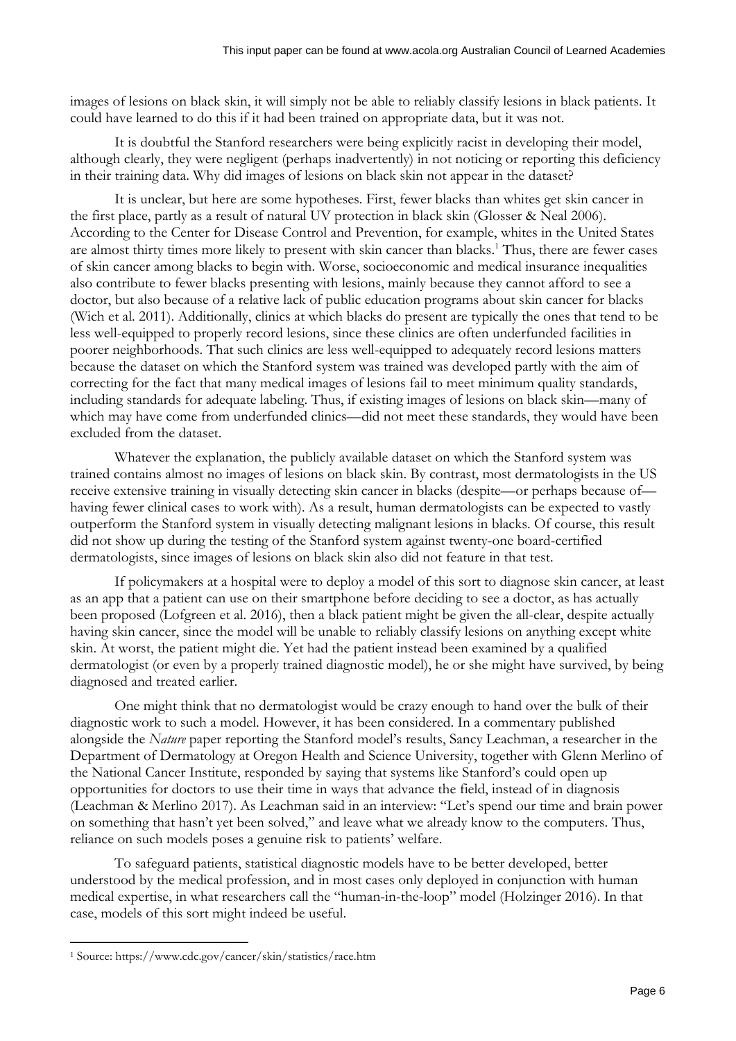images of lesions on black skin, it will simply not be able to reliably classify lesions in black patients. It could have learned to do this if it had been trained on appropriate data, but it was not.

It is doubtful the Stanford researchers were being explicitly racist in developing their model, although clearly, they were negligent (perhaps inadvertently) in not noticing or reporting this deficiency in their training data. Why did images of lesions on black skin not appear in the dataset?

It is unclear, but here are some hypotheses. First, fewer blacks than whites get skin cancer in the first place, partly as a result of natural UV protection in black skin (Glosser & Neal 2006). According to the Center for Disease Control and Prevention, for example, whites in the United States are almost thirty times more likely to present with skin cancer than blacks.[1] Thus, there are fewer cases of skin cancer among blacks to begin with. Worse, socioeconomic and medical insurance inequalities also contribute to fewer blacks presenting with lesions, mainly because they cannot afford to see a doctor, but also because of a relative lack of public education programs about skin cancer for blacks (Wich et al. 2011). Additionally, clinics at which blacks do present are typically the ones that tend to be less well-equipped to properly record lesions, since these clinics are often underfunded facilities in poorer neighborhoods. That such clinics are less well-equipped to adequately record lesions matters because the dataset on which the Stanford system was trained was developed partly with the aim of correcting for the fact that many medical images of lesions fail to meet minimum quality standards, including standards for adequate labeling. Thus, if existing images of lesions on black skin—many of which may have come from underfunded clinics—did not meet these standards, they would have been excluded from the dataset.

Whatever the explanation, the publicly available dataset on which the Stanford system was trained contains almost no images of lesions on black skin. By contrast, most dermatologists in the US receive extensive training in visually detecting skin cancer in blacks (despite—or perhaps because of—having fewer clinical cases to work with). As a result, human dermatologists can be expected to vastly outperform the Stanford system in visually detecting malignant lesions in blacks. Of course, this result did not show up during the testing of the Stanford system against twenty-one board-certified dermatologists, since images of lesions on black skin also did not feature in that test.

If policymakers at a hospital were to deploy a model of this sort to diagnose skin cancer, at least as an app that a patient can use on their smartphone before deciding to see a doctor, as has actually been proposed (Lofgreen et al. 2016), then a black patient might be given the all-clear, despite actually having skin cancer, since the model will be unable to reliably classify lesions on anything except white skin. At worst, the patient might die. Yet had the patient instead been examined by a qualified dermatologist (or even by a properly trained diagnostic model), he or she might have survived, by being diagnosed and treated earlier.

One might think that no dermatologist would be crazy enough to hand over the bulk of their diagnostic work to such a model. However, it has been considered. In a commentary published alongside the *Nature* paper reporting the Stanford model's results, Sancy Leachman, a researcher in the Department of Dermatology at Oregon Health and Science University, together with Glenn Merlino of the National Cancer Institute, responded by saying that systems like Stanford's could open up opportunities for doctors to use their time in ways that advance the field, instead of in diagnosis (Leachman & Merlino 2017). As Leachman said in an interview: "Let's spend our time and brain power on something that hasn't yet been solved," and leave what we already know to the computers. Thus, reliance on such models poses a genuine risk to patients' welfare.

To safeguard patients, statistical diagnostic models have to be better developed, better understood by the medical profession, and in most cases only deployed in conjunction with human medical expertise, in what researchers call the "human-in-the-loop" model (Holzinger 2016). In that case, models of this sort might indeed be useful.

---

[1] Source: https://www.cdc.gov/cancer/skin/statistics/race.htm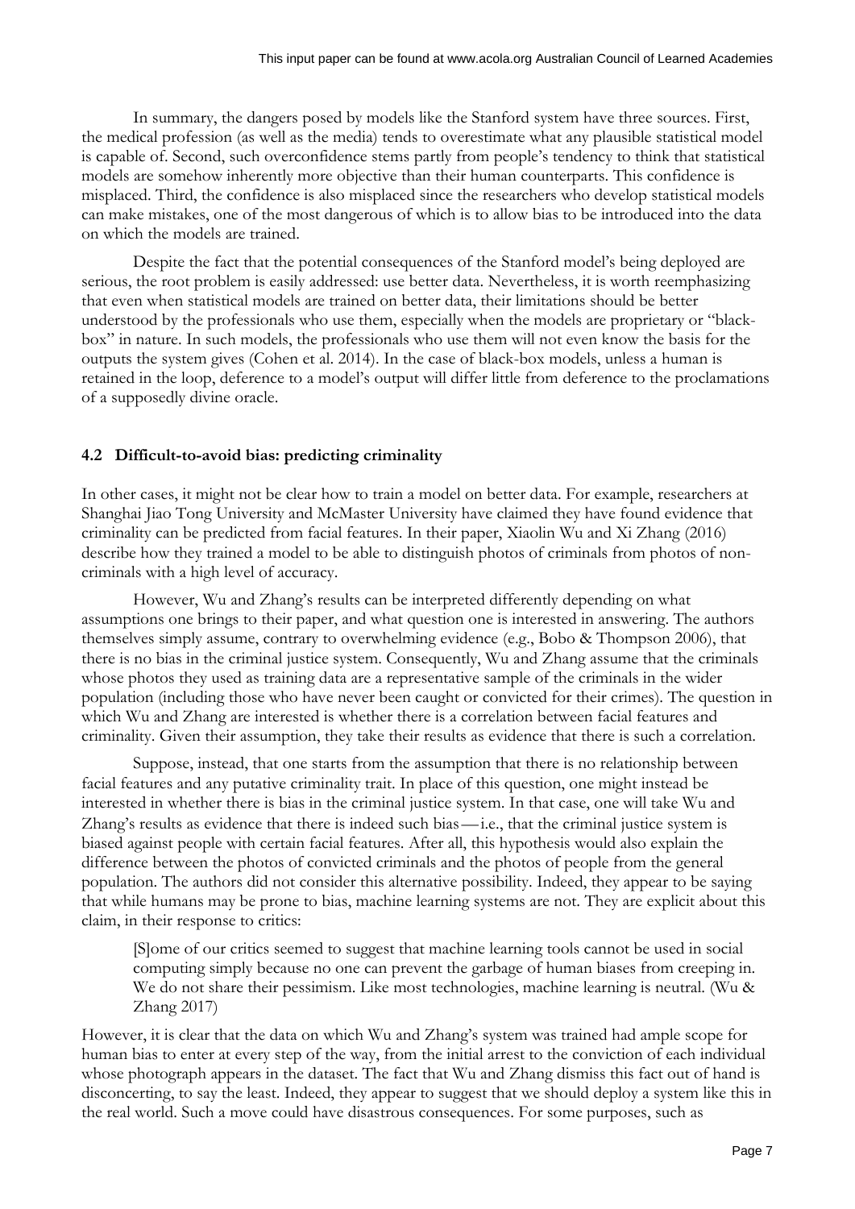In summary, the dangers posed by models like the Stanford system have three sources. First, the medical profession (as well as the media) tends to overestimate what any plausible statistical model is capable of. Second, such overconfidence stems partly from people's tendency to think that statistical models are somehow inherently more objective than their human counterparts. This confidence is misplaced. Third, the confidence is also misplaced since the researchers who develop statistical models can make mistakes, one of the most dangerous of which is to allow bias to be introduced into the data on which the models are trained.

Despite the fact that the potential consequences of the Stanford model's being deployed are serious, the root problem is easily addressed: use better data. Nevertheless, it is worth reemphasizing that even when statistical models are trained on better data, their limitations should be better understood by the professionals who use them, especially when the models are proprietary or "black-box" in nature. In such models, the professionals who use them will not even know the basis for the outputs the system gives (Cohen et al. 2014). In the case of black-box models, unless a human is retained in the loop, deference to a model's output will differ little from deference to the proclamations of a supposedly divine oracle.

### 4.2 Difficult-to-avoid bias: predicting criminality

In other cases, it might not be clear how to train a model on better data. For example, researchers at Shanghai Jiao Tong University and McMaster University have claimed they have found evidence that criminality can be predicted from facial features. In their paper, Xiaolin Wu and Xi Zhang (2016) describe how they trained a model to be able to distinguish photos of criminals from photos of non-criminals with a high level of accuracy.

However, Wu and Zhang's results can be interpreted differently depending on what assumptions one brings to their paper, and what question one is interested in answering. The authors themselves simply assume, contrary to overwhelming evidence (e.g., Bobo & Thompson 2006), that there is no bias in the criminal justice system. Consequently, Wu and Zhang assume that the criminals whose photos they used as training data are a representative sample of the criminals in the wider population (including those who have never been caught or convicted for their crimes). The question in which Wu and Zhang are interested is whether there is a correlation between facial features and criminality. Given their assumption, they take their results as evidence that there is such a correlation.

Suppose, instead, that one starts from the assumption that there is no relationship between facial features and any putative criminality trait. In place of this question, one might instead be interested in whether there is bias in the criminal justice system. In that case, one will take Wu and Zhang's results as evidence that there is indeed such bias—i.e., that the criminal justice system is biased against people with certain facial features. After all, this hypothesis would also explain the difference between the photos of convicted criminals and the photos of people from the general population. The authors did not consider this alternative possibility. Indeed, they appear to be saying that while humans may be prone to bias, machine learning systems are not. They are explicit about this claim, in their response to critics:

> [S]ome of our critics seemed to suggest that machine learning tools cannot be used in social computing simply because no one can prevent the garbage of human biases from creeping in. We do not share their pessimism. Like most technologies, machine learning is neutral. (Wu & Zhang 2017)

However, it is clear that the data on which Wu and Zhang's system was trained had ample scope for human bias to enter at every step of the way, from the initial arrest to the conviction of each individual whose photograph appears in the dataset. The fact that Wu and Zhang dismiss this fact out of hand is disconcerting, to say the least. Indeed, they appear to suggest that we should deploy a system like this in the real world. Such a move could have disastrous consequences. For some purposes, such as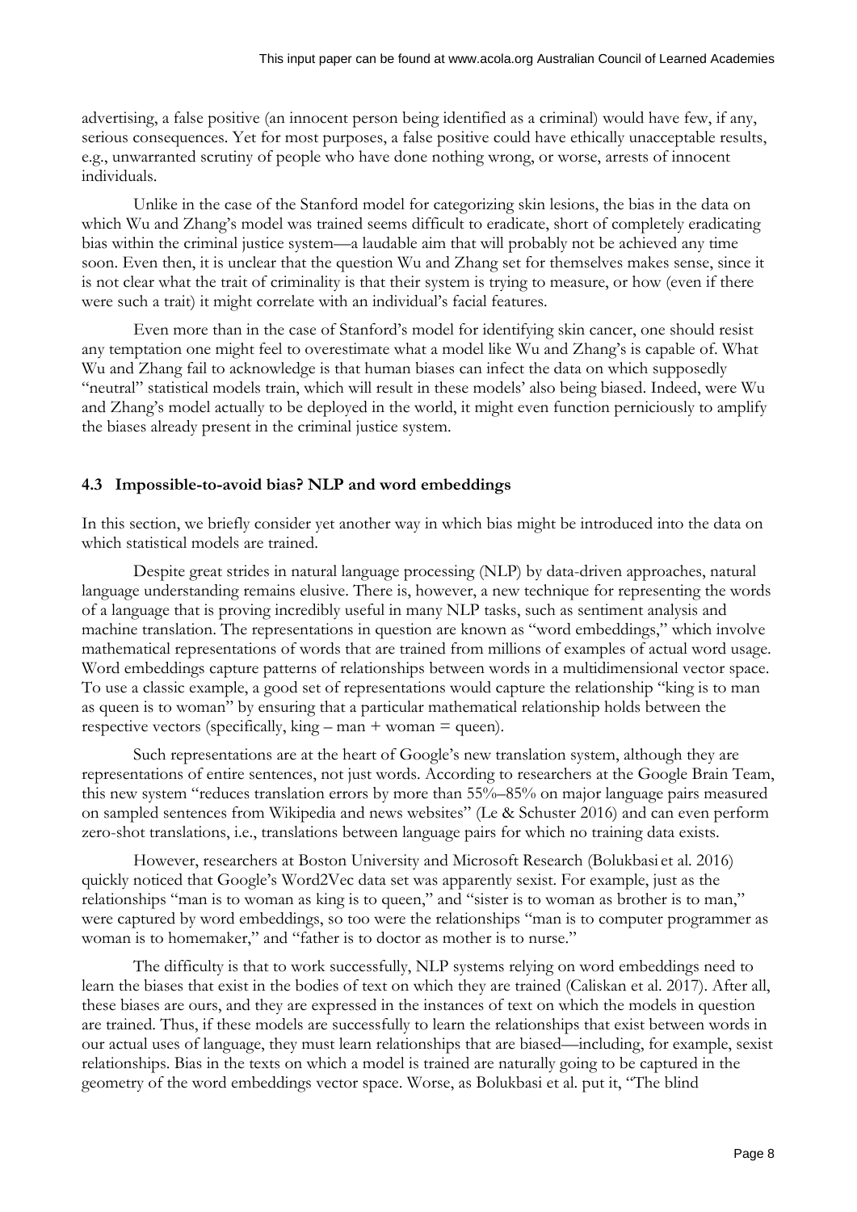advertising, a false positive (an innocent person being identified as a criminal) would have few, if any, serious consequences. Yet for most purposes, a false positive could have ethically unacceptable results, e.g., unwarranted scrutiny of people who have done nothing wrong, or worse, arrests of innocent individuals.

Unlike in the case of the Stanford model for categorizing skin lesions, the bias in the data on which Wu and Zhang's model was trained seems difficult to eradicate, short of completely eradicating bias within the criminal justice system—a laudable aim that will probably not be achieved any time soon. Even then, it is unclear that the question Wu and Zhang set for themselves makes sense, since it is not clear what the trait of criminality is that their system is trying to measure, or how (even if there were such a trait) it might correlate with an individual's facial features.

Even more than in the case of Stanford's model for identifying skin cancer, one should resist any temptation one might feel to overestimate what a model like Wu and Zhang's is capable of. What Wu and Zhang fail to acknowledge is that human biases can infect the data on which supposedly "neutral" statistical models train, which will result in these models' also being biased. Indeed, were Wu and Zhang's model actually to be deployed in the world, it might even function perniciously to amplify the biases already present in the criminal justice system.

### 4.3 Impossible-to-avoid bias? NLP and word embeddings

In this section, we briefly consider yet another way in which bias might be introduced into the data on which statistical models are trained.

Despite great strides in natural language processing (NLP) by data-driven approaches, natural language understanding remains elusive. There is, however, a new technique for representing the words of a language that is proving incredibly useful in many NLP tasks, such as sentiment analysis and machine translation. The representations in question are known as "word embeddings," which involve mathematical representations of words that are trained from millions of examples of actual word usage. Word embeddings capture patterns of relationships between words in a multidimensional vector space. To use a classic example, a good set of representations would capture the relationship "king is to man as queen is to woman" by ensuring that a particular mathematical relationship holds between the respective vectors (specifically, king – man + woman = queen).

Such representations are at the heart of Google's new translation system, although they are representations of entire sentences, not just words. According to researchers at the Google Brain Team, this new system "reduces translation errors by more than 55%–85% on major language pairs measured on sampled sentences from Wikipedia and news websites" (Le & Schuster 2016) and can even perform zero-shot translations, i.e., translations between language pairs for which no training data exists.

However, researchers at Boston University and Microsoft Research (Bolukbasi et al. 2016) quickly noticed that Google's Word2Vec data set was apparently sexist. For example, just as the relationships "man is to woman as king is to queen," and "sister is to woman as brother is to man," were captured by word embeddings, so too were the relationships "man is to computer programmer as woman is to homemaker," and "father is to doctor as mother is to nurse."

The difficulty is that to work successfully, NLP systems relying on word embeddings need to learn the biases that exist in the bodies of text on which they are trained (Caliskan et al. 2017). After all, these biases are ours, and they are expressed in the instances of text on which the models in question are trained. Thus, if these models are successfully to learn the relationships that exist between words in our actual uses of language, they must learn relationships that are biased—including, for example, sexist relationships. Bias in the texts on which a model is trained are naturally going to be captured in the geometry of the word embeddings vector space. Worse, as Bolukbasi et al. put it, "The blind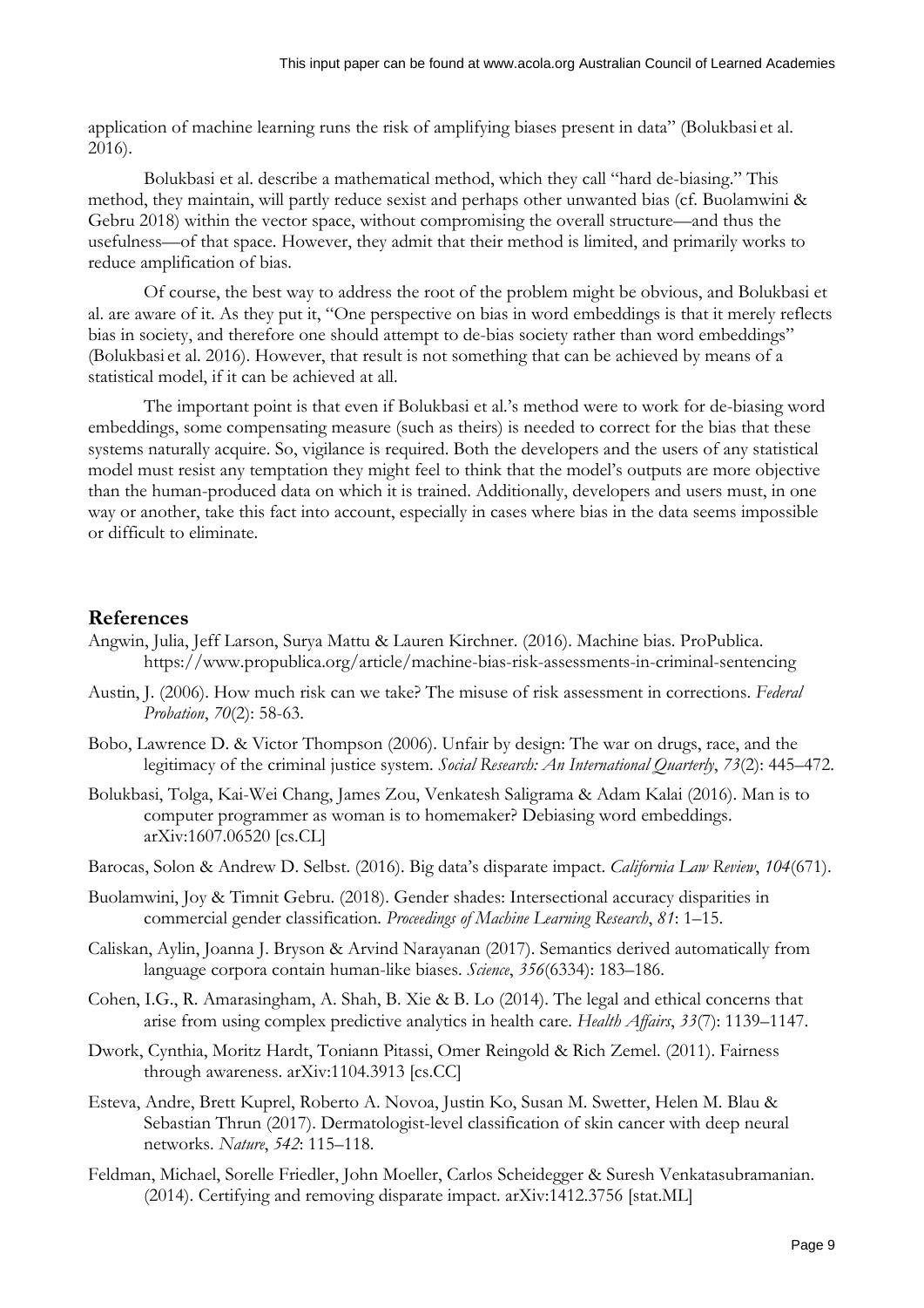application of machine learning runs the risk of amplifying biases present in data" (Bolukbasi et al. 2016).

Bolukbasi et al. describe a mathematical method, which they call "hard de-biasing." This method, they maintain, will partly reduce sexist and perhaps other unwanted bias (cf. Buolamwini & Gebru 2018) within the vector space, without compromising the overall structure—and thus the usefulness—of that space. However, they admit that their method is limited, and primarily works to reduce amplification of bias.

Of course, the best way to address the root of the problem might be obvious, and Bolukbasi et al. are aware of it. As they put it, "One perspective on bias in word embeddings is that it merely reflects bias in society, and therefore one should attempt to de-bias society rather than word embeddings" (Bolukbasi et al. 2016). However, that result is not something that can be achieved by means of a statistical model, if it can be achieved at all.

The important point is that even if Bolukbasi et al.'s method were to work for de-biasing word embeddings, some compensating measure (such as theirs) is needed to correct for the bias that these systems naturally acquire. So, vigilance is required. Both the developers and the users of any statistical model must resist any temptation they might feel to think that the model's outputs are more objective than the human-produced data on which it is trained. Additionally, developers and users must, in one way or another, take this fact into account, especially in cases where bias in the data seems impossible or difficult to eliminate.

## References

Angwin, Julia, Jeff Larson, Surya Mattu & Lauren Kirchner. (2016). Machine bias. ProPublica. https://www.propublica.org/article/machine-bias-risk-assessments-in-criminal-sentencing

Austin, J. (2006). How much risk can we take? The misuse of risk assessment in corrections. *Federal Probation*, *70*(2): 58-63.

Bobo, Lawrence D. & Victor Thompson (2006). Unfair by design: The war on drugs, race, and the legitimacy of the criminal justice system. *Social Research: An International Quarterly*, *73*(2): 445–472.

Bolukbasi, Tolga, Kai-Wei Chang, James Zou, Venkatesh Saligrama & Adam Kalai (2016). Man is to computer programmer as woman is to homemaker? Debiasing word embeddings. arXiv:1607.06520 [cs.CL]

Barocas, Solon & Andrew D. Selbst. (2016). Big data's disparate impact. *California Law Review*, *104*(671).

Buolamwini, Joy & Timnit Gebru. (2018). Gender shades: Intersectional accuracy disparities in commercial gender classification. *Proceedings of Machine Learning Research*, *81*: 1–15.

Caliskan, Aylin, Joanna J. Bryson & Arvind Narayanan (2017). Semantics derived automatically from language corpora contain human-like biases. *Science*, *356*(6334): 183–186.

Cohen, I.G., R. Amarasingham, A. Shah, B. Xie & B. Lo (2014). The legal and ethical concerns that arise from using complex predictive analytics in health care. *Health Affairs*, *33*(7): 1139–1147.

Dwork, Cynthia, Moritz Hardt, Toniann Pitassi, Omer Reingold & Rich Zemel. (2011). Fairness through awareness. arXiv:1104.3913 [cs.CC]

Esteva, Andre, Brett Kuprel, Roberto A. Novoa, Justin Ko, Susan M. Swetter, Helen M. Blau & Sebastian Thrun (2017). Dermatologist-level classification of skin cancer with deep neural networks. *Nature*, *542*: 115–118.

Feldman, Michael, Sorelle Friedler, John Moeller, Carlos Scheidegger & Suresh Venkatasubramanian. (2014). Certifying and removing disparate impact. arXiv:1412.3756 [stat.ML]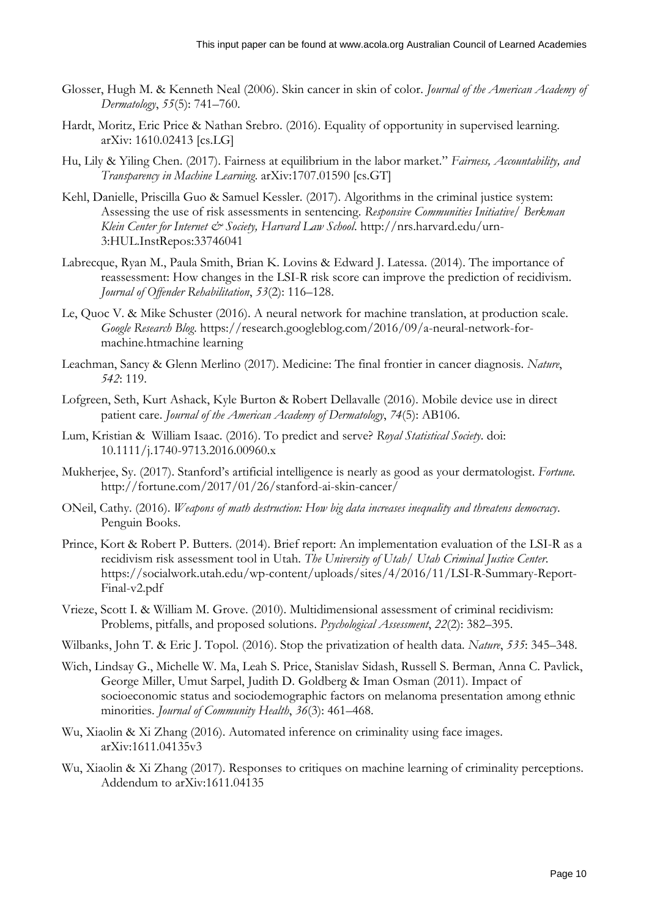Glosser, Hugh M. & Kenneth Neal (2006). Skin cancer in skin of color. *Journal of the American Academy of Dermatology*, *55*(5): 741–760.

Hardt, Moritz, Eric Price & Nathan Srebro. (2016). Equality of opportunity in supervised learning. arXiv: 1610.02413 [cs.LG]

Hu, Lily & Yiling Chen. (2017). Fairness at equilibrium in the labor market." *Fairness, Accountability, and Transparency in Machine Learning*. arXiv:1707.01590 [cs.GT]

Kehl, Danielle, Priscilla Guo & Samuel Kessler. (2017). Algorithms in the criminal justice system: Assessing the use of risk assessments in sentencing. *Responsive Communities Initiative/ Berkman Klein Center for Internet & Society, Harvard Law School*. http://nrs.harvard.edu/urn-3:HUL.InstRepos:33746041

Labrecque, Ryan M., Paula Smith, Brian K. Lovins & Edward J. Latessa. (2014). The importance of reassessment: How changes in the LSI-R risk score can improve the prediction of recidivism. *Journal of Offender Rehabilitation*, *53*(2): 116–128.

Le, Quoc V. & Mike Schuster (2016). A neural network for machine translation, at production scale. *Google Research Blog*. https://research.googleblog.com/2016/09/a-neural-network-for-machine.htmachine learning

Leachman, Sancy & Glenn Merlino (2017). Medicine: The final frontier in cancer diagnosis. *Nature*, *542*: 119.

Lofgreen, Seth, Kurt Ashack, Kyle Burton & Robert Dellavalle (2016). Mobile device use in direct patient care. *Journal of the American Academy of Dermatology*, *74*(5): AB106.

Lum, Kristian & William Isaac. (2016). To predict and serve? *Royal Statistical Society*. doi: 10.1111/j.1740-9713.2016.00960.x

Mukherjee, Sy. (2017). Stanford's artificial intelligence is nearly as good as your dermatologist. *Fortune*. http://fortune.com/2017/01/26/stanford-ai-skin-cancer/

ONeil, Cathy. (2016). *Weapons of math destruction: How big data increases inequality and threatens democracy*. Penguin Books.

Prince, Kort & Robert P. Butters. (2014). Brief report: An implementation evaluation of the LSI-R as a recidivism risk assessment tool in Utah. *The University of Utah/ Utah Criminal Justice Center*. https://socialwork.utah.edu/wp-content/uploads/sites/4/2016/11/LSI-R-Summary-Report-Final-v2.pdf

Vrieze, Scott I. & William M. Grove. (2010). Multidimensional assessment of criminal recidivism: Problems, pitfalls, and proposed solutions. *Psychological Assessment*, *22*(2): 382–395.

Wilbanks, John T. & Eric J. Topol. (2016). Stop the privatization of health data. *Nature*, *535*: 345–348.

Wich, Lindsay G., Michelle W. Ma, Leah S. Price, Stanislav Sidash, Russell S. Berman, Anna C. Pavlick, George Miller, Umut Sarpel, Judith D. Goldberg & Iman Osman (2011). Impact of socioeconomic status and sociodemographic factors on melanoma presentation among ethnic minorities. *Journal of Community Health*, *36*(3): 461–468.

Wu, Xiaolin & Xi Zhang (2016). Automated inference on criminality using face images. arXiv:1611.04135v3

Wu, Xiaolin & Xi Zhang (2017). Responses to critiques on machine learning of criminality perceptions. Addendum to arXiv:1611.04135